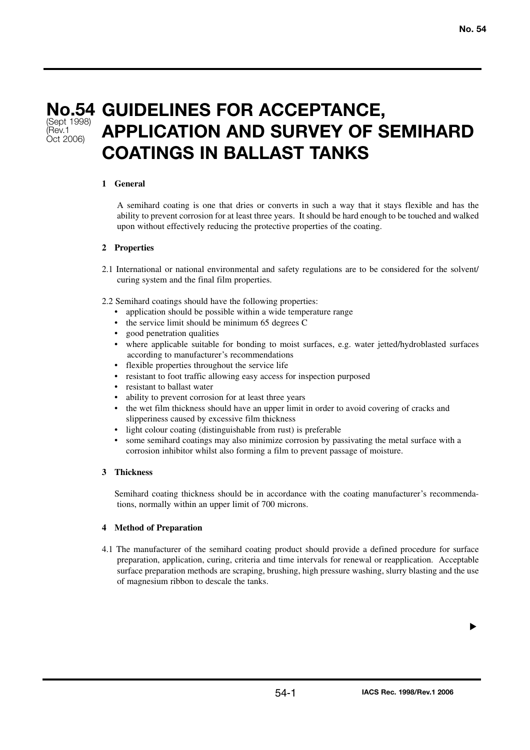# No.54 GUIDELINES FOR ACCEPTANCE, APPLICATION AND SURVEY OF SEMIHARD COATINGS IN BALLAST TANKS

(Sept 1998)
(Rev.1
Oct 2006)

## 1 General

A semihard coating is one that dries or converts in such a way that it stays flexible and has the ability to prevent corrosion for at least three years. It should be hard enough to be touched and walked upon without effectively reducing the protective properties of the coating.

## 2 Properties

2.1 International or national environmental and safety regulations are to be considered for the solvent/curing system and the final film properties.

2.2 Semihard coatings should have the following properties:

- application should be possible within a wide temperature range
- the service limit should be minimum 65 degrees C
- good penetration qualities
- where applicable suitable for bonding to moist surfaces, e.g. water jetted/hydroblasted surfaces according to manufacturer's recommendations
- flexible properties throughout the service life
- resistant to foot traffic allowing easy access for inspection purposed
- resistant to ballast water
- ability to prevent corrosion for at least three years
- the wet film thickness should have an upper limit in order to avoid covering of cracks and slipperiness caused by excessive film thickness
- light colour coating (distinguishable from rust) is preferable
- some semihard coatings may also minimize corrosion by passivating the metal surface with a corrosion inhibitor whilst also forming a film to prevent passage of moisture.

## 3 Thickness

Semihard coating thickness should be in accordance with the coating manufacturer's recommendations, normally within an upper limit of 700 microns.

## 4 Method of Preparation

4.1 The manufacturer of the semihard coating product should provide a defined procedure for surface preparation, application, curing, criteria and time intervals for renewal or reapplication. Acceptable surface preparation methods are scraping, brushing, high pressure washing, slurry blasting and the use of magnesium ribbon to descale the tanks.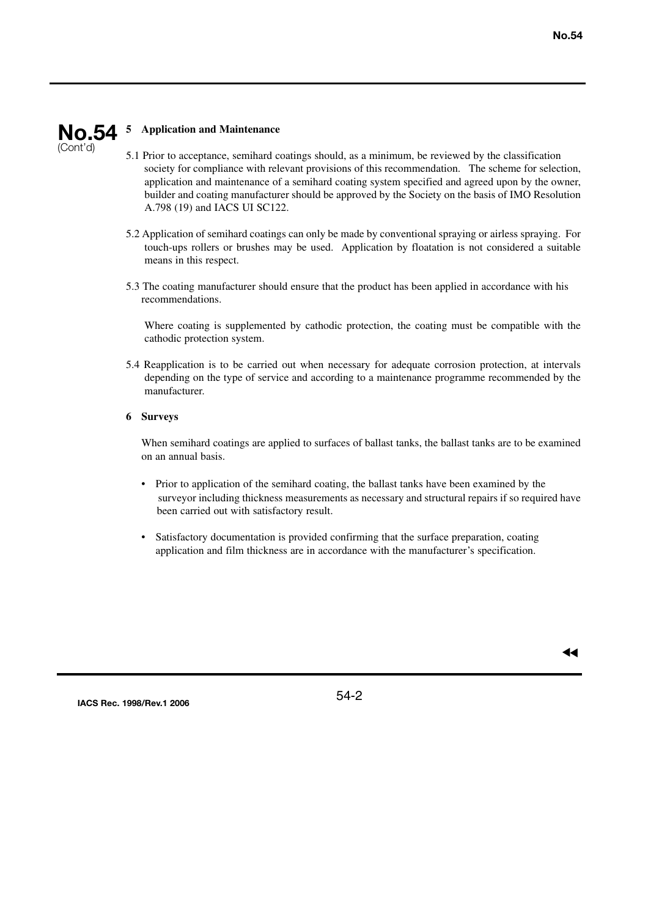## 5 Application and Maintenance

5.1 Prior to acceptance, semihard coatings should, as a minimum, be reviewed by the classification society for compliance with relevant provisions of this recommendation. The scheme for selection, application and maintenance of a semihard coating system specified and agreed upon by the owner, builder and coating manufacturer should be approved by the Society on the basis of IMO Resolution A.798 (19) and IACS UI SC122.

5.2 Application of semihard coatings can only be made by conventional spraying or airless spraying. For touch-ups rollers or brushes may be used. Application by floatation is not considered a suitable means in this respect.

5.3 The coating manufacturer should ensure that the product has been applied in accordance with his recommendations.

Where coating is supplemented by cathodic protection, the coating must be compatible with the cathodic protection system.

5.4 Reapplication is to be carried out when necessary for adequate corrosion protection, at intervals depending on the type of service and according to a maintenance programme recommended by the manufacturer.

## 6 Surveys

When semihard coatings are applied to surfaces of ballast tanks, the ballast tanks are to be examined on an annual basis.

- Prior to application of the semihard coating, the ballast tanks have been examined by the surveyor including thickness measurements as necessary and structural repairs if so required have been carried out with satisfactory result.
- Satisfactory documentation is provided confirming that the surface preparation, coating application and film thickness are in accordance with the manufacturer's specification.